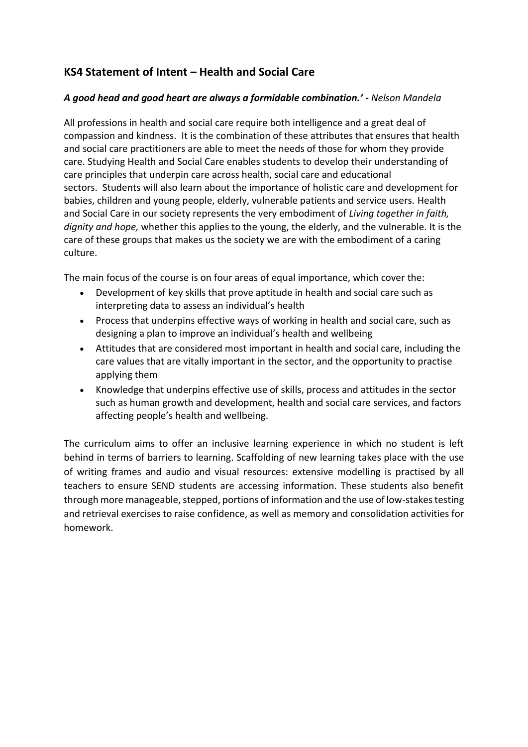## KS4 Statement of Intent – Health and Social Care

***A good head and good heart are always a formidable combination.' -** Nelson Mandela*

All professions in health and social care require both intelligence and a great deal of compassion and kindness. It is the combination of these attributes that ensures that health and social care practitioners are able to meet the needs of those for whom they provide care. Studying Health and Social Care enables students to develop their understanding of care principles that underpin care across health, social care and educational sectors. Students will also learn about the importance of holistic care and development for babies, children and young people, elderly, vulnerable patients and service users. Health and Social Care in our society represents the very embodiment of *Living together in faith, dignity and hope,* whether this applies to the young, the elderly, and the vulnerable. It is the care of these groups that makes us the society we are with the embodiment of a caring culture.

The main focus of the course is on four areas of equal importance, which cover the:

- Development of key skills that prove aptitude in health and social care such as interpreting data to assess an individual's health
- Process that underpins effective ways of working in health and social care, such as designing a plan to improve an individual's health and wellbeing
- Attitudes that are considered most important in health and social care, including the care values that are vitally important in the sector, and the opportunity to practise applying them
- Knowledge that underpins effective use of skills, process and attitudes in the sector such as human growth and development, health and social care services, and factors affecting people's health and wellbeing.

The curriculum aims to offer an inclusive learning experience in which no student is left behind in terms of barriers to learning. Scaffolding of new learning takes place with the use of writing frames and audio and visual resources: extensive modelling is practised by all teachers to ensure SEND students are accessing information. These students also benefit through more manageable, stepped, portions of information and the use of low-stakes testing and retrieval exercises to raise confidence, as well as memory and consolidation activities for homework.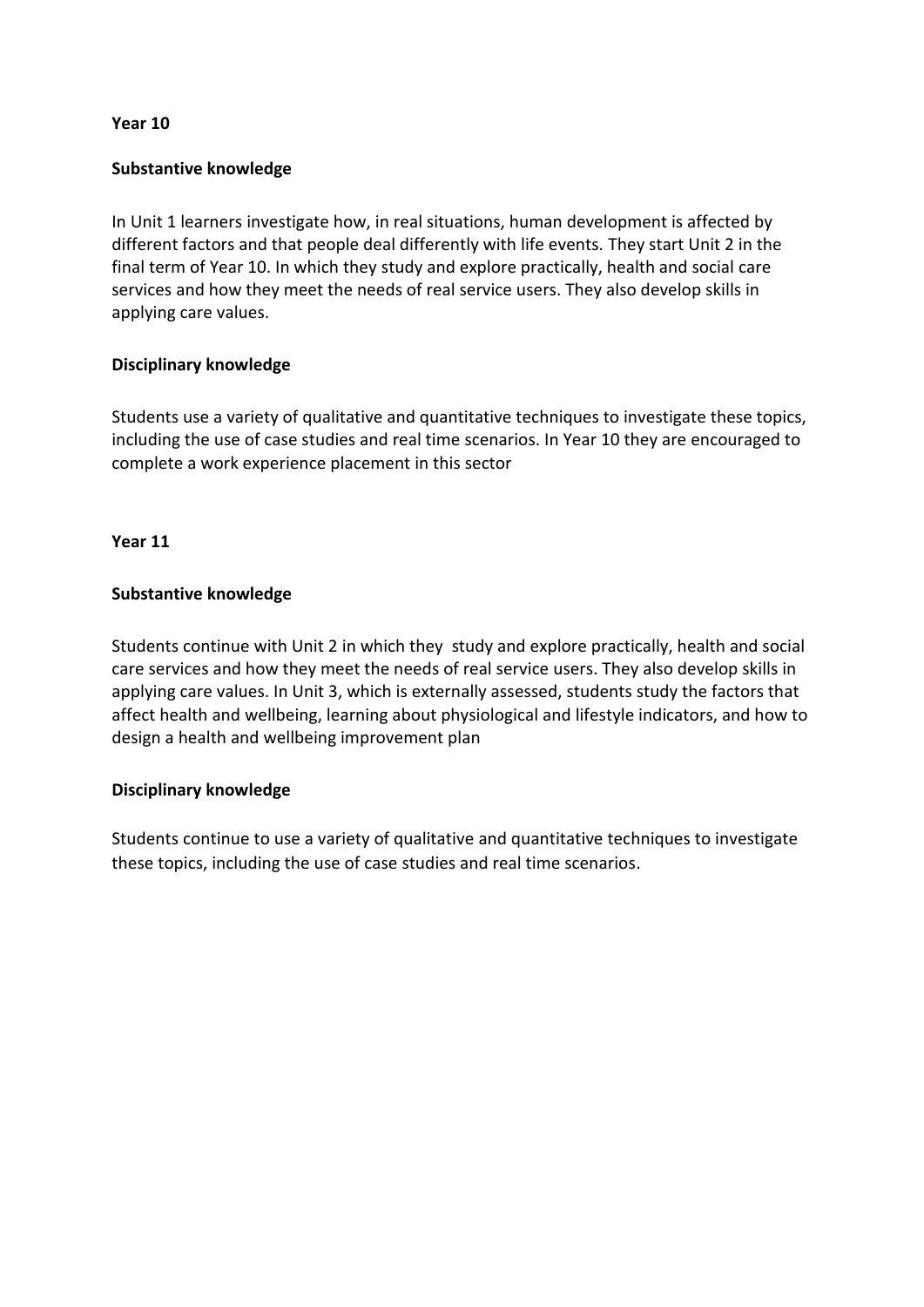**Year 10**

**Substantive knowledge**

In Unit 1 learners investigate how, in real situations, human development is affected by different factors and that people deal differently with life events. They start Unit 2 in the final term of Year 10. In which they study and explore practically, health and social care services and how they meet the needs of real service users. They also develop skills in applying care values.

**Disciplinary knowledge**

Students use a variety of qualitative and quantitative techniques to investigate these topics, including the use of case studies and real time scenarios. In Year 10 they are encouraged to complete a work experience placement in this sector

**Year 11**

**Substantive knowledge**

Students continue with Unit 2 in which they study and explore practically, health and social care services and how they meet the needs of real service users. They also develop skills in applying care values. In Unit 3, which is externally assessed, students study the factors that affect health and wellbeing, learning about physiological and lifestyle indicators, and how to design a health and wellbeing improvement plan

**Disciplinary knowledge**

Students continue to use a variety of qualitative and quantitative techniques to investigate these topics, including the use of case studies and real time scenarios.